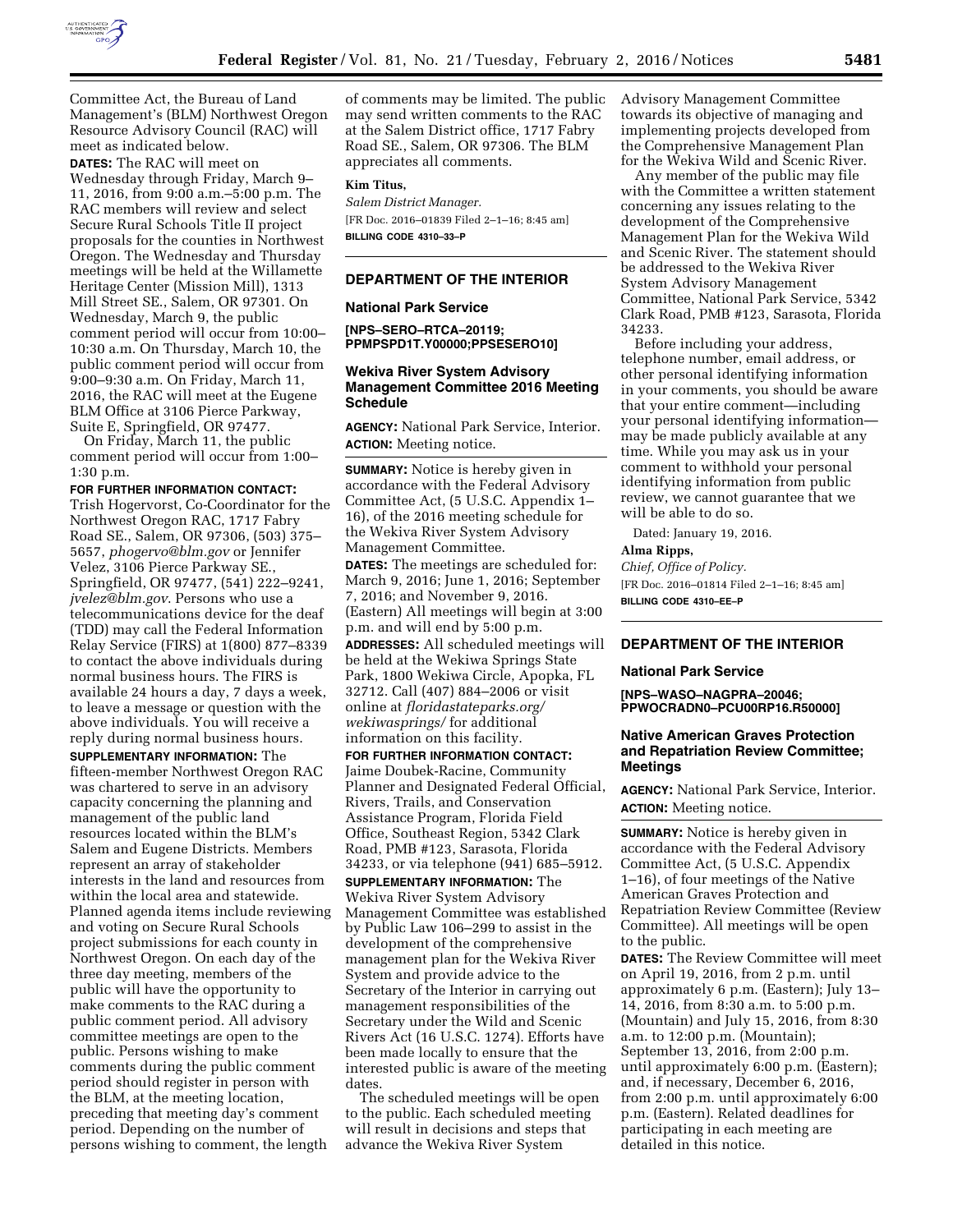Committee Act, the Bureau of Land Management's (BLM) Northwest Oregon Resource Advisory Council (RAC) will meet as indicated below.

**DATES:** The RAC will meet on Wednesday through Friday, March 9–11, 2016, from 9:00 a.m.–5:00 p.m. The RAC members will review and select Secure Rural Schools Title II project proposals for the counties in Northwest Oregon. The Wednesday and Thursday meetings will be held at the Willamette Heritage Center (Mission Mill), 1313 Mill Street SE., Salem, OR 97301. On Wednesday, March 9, the public comment period will occur from 10:00–10:30 a.m. On Thursday, March 10, the public comment period will occur from 9:00–9:30 a.m. On Friday, March 11, 2016, the RAC will meet at the Eugene BLM Office at 3106 Pierce Parkway, Suite E, Springfield, OR 97477.

On Friday, March 11, the public comment period will occur from 1:00–1:30 p.m.

**FOR FURTHER INFORMATION CONTACT:** Trish Hogervorst, Co-Coordinator for the Northwest Oregon RAC, 1717 Fabry Road SE., Salem, OR 97306, (503) 375–5657, *phogervo@blm.gov* or Jennifer Velez, 3106 Pierce Parkway SE., Springfield, OR 97477, (541) 222–9241, *jvelez@blm.gov*. Persons who use a telecommunications device for the deaf (TDD) may call the Federal Information Relay Service (FIRS) at 1(800) 877–8339 to contact the above individuals during normal business hours. The FIRS is available 24 hours a day, 7 days a week, to leave a message or question with the above individuals. You will receive a reply during normal business hours.

**SUPPLEMENTARY INFORMATION:** The fifteen-member Northwest Oregon RAC was chartered to serve in an advisory capacity concerning the planning and management of the public land resources located within the BLM's Salem and Eugene Districts. Members represent an array of stakeholder interests in the land and resources from within the local area and statewide. Planned agenda items include reviewing and voting on Secure Rural Schools project submissions for each county in Northwest Oregon. On each day of the three day meeting, members of the public will have the opportunity to make comments to the RAC during a public comment period. All advisory committee meetings are open to the public. Persons wishing to make comments during the public comment period should register in person with the BLM, at the meeting location, preceding that meeting day's comment period. Depending on the number of persons wishing to comment, the length of comments may be limited. The public may send written comments to the RAC at the Salem District office, 1717 Fabry Road SE., Salem, OR 97306. The BLM appreciates all comments.

**Kim Titus,**

*Salem District Manager.*

[FR Doc. 2016–01839 Filed 2–1–16; 8:45 am]

**BILLING CODE 4310–33–P**

## DEPARTMENT OF THE INTERIOR

### National Park Service

**[NPS–SERO–RTCA–20119; PPMPSPD1T.Y00000;PPSESERO10]**

### Wekiva River System Advisory Management Committee 2016 Meeting Schedule

**AGENCY:** National Park Service, Interior.

**ACTION:** Meeting notice.

**SUMMARY:** Notice is hereby given in accordance with the Federal Advisory Committee Act, (5 U.S.C. Appendix 1–16), of the 2016 meeting schedule for the Wekiva River System Advisory Management Committee.

**DATES:** The meetings are scheduled for: March 9, 2016; June 1, 2016; September 7, 2016; and November 9, 2016. (Eastern) All meetings will begin at 3:00 p.m. and will end by 5:00 p.m.

**ADDRESSES:** All scheduled meetings will be held at the Wekiwa Springs State Park, 1800 Wekiwa Circle, Apopka, FL 32712. Call (407) 884–2006 or visit online at *floridastateparks.org/wekiwasprings/* for additional information on this facility.

**FOR FURTHER INFORMATION CONTACT:** Jaime Doubek-Racine, Community Planner and Designated Federal Official, Rivers, Trails, and Conservation Assistance Program, Florida Field Office, Southeast Region, 5342 Clark Road, PMB #123, Sarasota, Florida 34233, or via telephone (941) 685–5912.

**SUPPLEMENTARY INFORMATION:** The Wekiva River System Advisory Management Committee was established by Public Law 106–299 to assist in the development of the comprehensive management plan for the Wekiva River System and provide advice to the Secretary of the Interior in carrying out management responsibilities of the Secretary under the Wild and Scenic Rivers Act (16 U.S.C. 1274). Efforts have been made locally to ensure that the interested public is aware of the meeting dates.

The scheduled meetings will be open to the public. Each scheduled meeting will result in decisions and steps that advance the Wekiva River System Advisory Management Committee towards its objective of managing and implementing projects developed from the Comprehensive Management Plan for the Wekiva Wild and Scenic River.

Any member of the public may file with the Committee a written statement concerning any issues relating to the development of the Comprehensive Management Plan for the Wekiva Wild and Scenic River. The statement should be addressed to the Wekiva River System Advisory Management Committee, National Park Service, 5342 Clark Road, PMB #123, Sarasota, Florida 34233.

Before including your address, telephone number, email address, or other personal identifying information in your comments, you should be aware that your entire comment—including your personal identifying information—may be made publicly available at any time. While you may ask us in your comment to withhold your personal identifying information from public review, we cannot guarantee that we will be able to do so.

Dated: January 19, 2016.

**Alma Ripps,**

*Chief, Office of Policy.*

[FR Doc. 2016–01814 Filed 2–1–16; 8:45 am]

**BILLING CODE 4310–EE–P**

## DEPARTMENT OF THE INTERIOR

### National Park Service

**[NPS–WASO–NAGPRA–20046; PPWOCRADN0–PCU00RP16.R50000]**

### Native American Graves Protection and Repatriation Review Committee; Meetings

**AGENCY:** National Park Service, Interior.

**ACTION:** Meeting notice.

**SUMMARY:** Notice is hereby given in accordance with the Federal Advisory Committee Act, (5 U.S.C. Appendix 1–16), of four meetings of the Native American Graves Protection and Repatriation Review Committee (Review Committee). All meetings will be open to the public.

**DATES:** The Review Committee will meet on April 19, 2016, from 2 p.m. until approximately 6 p.m. (Eastern); July 13–14, 2016, from 8:30 a.m. to 5:00 p.m. (Mountain) and July 15, 2016, from 8:30 a.m. to 12:00 p.m. (Mountain); September 13, 2016, from 2:00 p.m. until approximately 6:00 p.m. (Eastern); and, if necessary, December 6, 2016, from 2:00 p.m. until approximately 6:00 p.m. (Eastern). Related deadlines for participating in each meeting are detailed in this notice.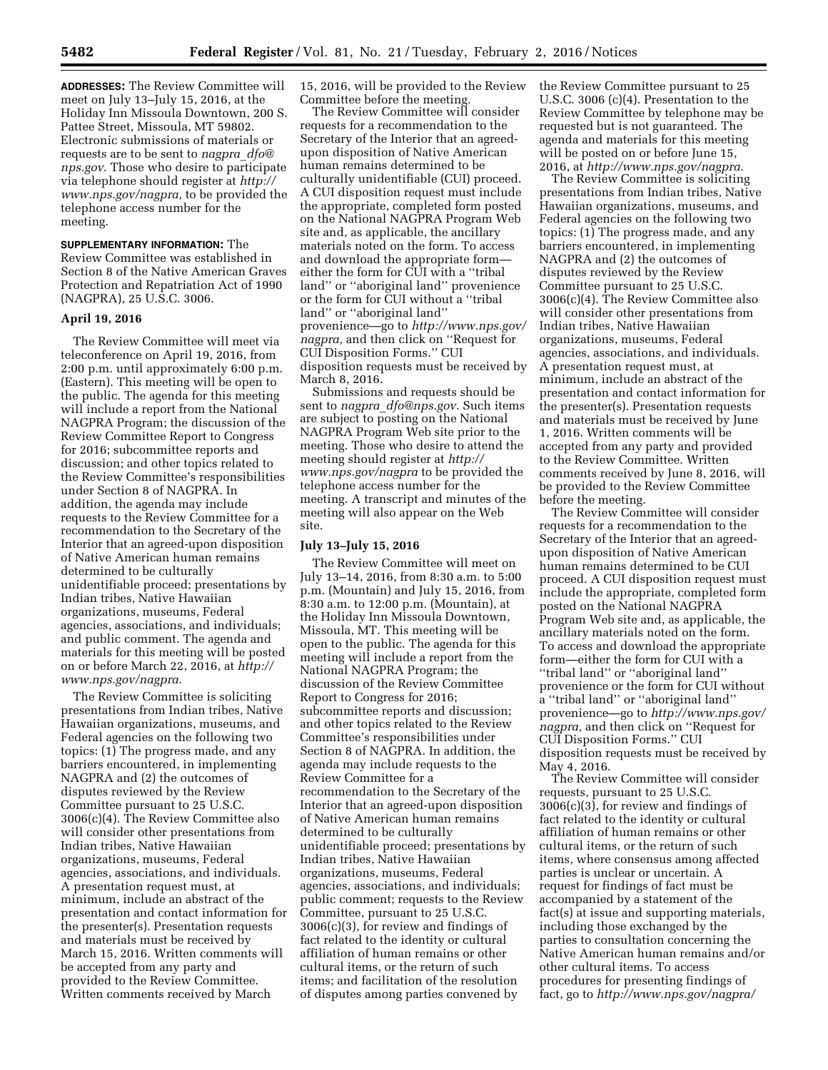**ADDRESSES:** The Review Committee will meet on July 13–July 15, 2016, at the Holiday Inn Missoula Downtown, 200 S. Pattee Street, Missoula, MT 59802. Electronic submissions of materials or requests are to be sent to *nagpra_dfo@nps.gov*. Those who desire to participate via telephone should register at *http://www.nps.gov/nagpra,* to be provided the telephone access number for the meeting.

**SUPPLEMENTARY INFORMATION:** The Review Committee was established in Section 8 of the Native American Graves Protection and Repatriation Act of 1990 (NAGPRA), 25 U.S.C. 3006.

### April 19, 2016

The Review Committee will meet via teleconference on April 19, 2016, from 2:00 p.m. until approximately 6:00 p.m. (Eastern). This meeting will be open to the public. The agenda for this meeting will include a report from the National NAGPRA Program; the discussion of the Review Committee Report to Congress for 2016; subcommittee reports and discussion; and other topics related to the Review Committee's responsibilities under Section 8 of NAGPRA. In addition, the agenda may include requests to the Review Committee for a recommendation to the Secretary of the Interior that an agreed-upon disposition of Native American human remains determined to be culturally unidentifiable proceed; presentations by Indian tribes, Native Hawaiian organizations, museums, Federal agencies, associations, and individuals; and public comment. The agenda and materials for this meeting will be posted on or before March 22, 2016, at *http://www.nps.gov/nagpra.*

The Review Committee is soliciting presentations from Indian tribes, Native Hawaiian organizations, museums, and Federal agencies on the following two topics: (1) The progress made, and any barriers encountered, in implementing NAGPRA and (2) the outcomes of disputes reviewed by the Review Committee pursuant to 25 U.S.C. 3006(c)(4). The Review Committee also will consider other presentations from Indian tribes, Native Hawaiian organizations, museums, Federal agencies, associations, and individuals. A presentation request must, at minimum, include an abstract of the presentation and contact information for the presenter(s). Presentation requests and materials must be received by March 15, 2016. Written comments will be accepted from any party and provided to the Review Committee. Written comments received by March 15, 2016, will be provided to the Review Committee before the meeting.

The Review Committee will consider requests for a recommendation to the Secretary of the Interior that an agreed-upon disposition of Native American human remains determined to be culturally unidentifiable (CUI) proceed. A CUI disposition request must include the appropriate, completed form posted on the National NAGPRA Program Web site and, as applicable, the ancillary materials noted on the form. To access and download the appropriate form—either the form for CUI with a "tribal land" or "aboriginal land" provenience or the form for CUI without a "tribal land" or "aboriginal land" provenience—go to *http://www.nps.gov/nagpra,* and then click on "Request for CUI Disposition Forms." CUI disposition requests must be received by March 8, 2016.

Submissions and requests should be sent to *nagpra_dfo@nps.gov.* Such items are subject to posting on the National NAGPRA Program Web site prior to the meeting. Those who desire to attend the meeting should register at *http://www.nps.gov/nagpra* to be provided the telephone access number for the meeting. A transcript and minutes of the meeting will also appear on the Web site.

### July 13–July 15, 2016

The Review Committee will meet on July 13–14, 2016, from 8:30 a.m. to 5:00 p.m. (Mountain) and July 15, 2016, from 8:30 a.m. to 12:00 p.m. (Mountain), at the Holiday Inn Missoula Downtown, Missoula, MT. This meeting will be open to the public. The agenda for this meeting will include a report from the National NAGPRA Program; the discussion of the Review Committee Report to Congress for 2016; subcommittee reports and discussion; and other topics related to the Review Committee's responsibilities under Section 8 of NAGPRA. In addition, the agenda may include requests to the Review Committee for a recommendation to the Secretary of the Interior that an agreed-upon disposition of Native American human remains determined to be culturally unidentifiable proceed; presentations by Indian tribes, Native Hawaiian organizations, museums, Federal agencies, associations, and individuals; public comment; requests to the Review Committee, pursuant to 25 U.S.C. 3006(c)(3), for review and findings of fact related to the identity or cultural affiliation of human remains or other cultural items, or the return of such items; and facilitation of the resolution of disputes among parties convened by the Review Committee pursuant to 25 U.S.C. 3006 (c)(4). Presentation to the Review Committee by telephone may be requested but is not guaranteed. The agenda and materials for this meeting will be posted on or before June 15, 2016, at *http://www.nps.gov/nagpra.*

The Review Committee is soliciting presentations from Indian tribes, Native Hawaiian organizations, museums, and Federal agencies on the following two topics: (1) The progress made, and any barriers encountered, in implementing NAGPRA and (2) the outcomes of disputes reviewed by the Review Committee pursuant to 25 U.S.C. 3006(c)(4). The Review Committee also will consider other presentations from Indian tribes, Native Hawaiian organizations, museums, Federal agencies, associations, and individuals. A presentation request must, at minimum, include an abstract of the presentation and contact information for the presenter(s). Presentation requests and materials must be received by June 1, 2016. Written comments will be accepted from any party and provided to the Review Committee. Written comments received by June 8, 2016, will be provided to the Review Committee before the meeting.

The Review Committee will consider requests for a recommendation to the Secretary of the Interior that an agreed-upon disposition of Native American human remains determined to be CUI proceed. A CUI disposition request must include the appropriate, completed form posted on the National NAGPRA Program Web site and, as applicable, the ancillary materials noted on the form. To access and download the appropriate form—either the form for CUI with a "tribal land" or "aboriginal land" provenience or the form for CUI without a "tribal land" or "aboriginal land" provenience—go to *http://www.nps.gov/nagpra,* and then click on "Request for CUI Disposition Forms." CUI disposition requests must be received by May 4, 2016.

The Review Committee will consider requests, pursuant to 25 U.S.C. 3006(c)(3), for review and findings of fact related to the identity or cultural affiliation of human remains or other cultural items, or the return of such items, where consensus among affected parties is unclear or uncertain. A request for findings of fact must be accompanied by a statement of the fact(s) at issue and supporting materials, including those exchanged by the parties to consultation concerning the Native American human remains and/or other cultural items. To access procedures for presenting findings of fact, go to *http://www.nps.gov/nagpra/*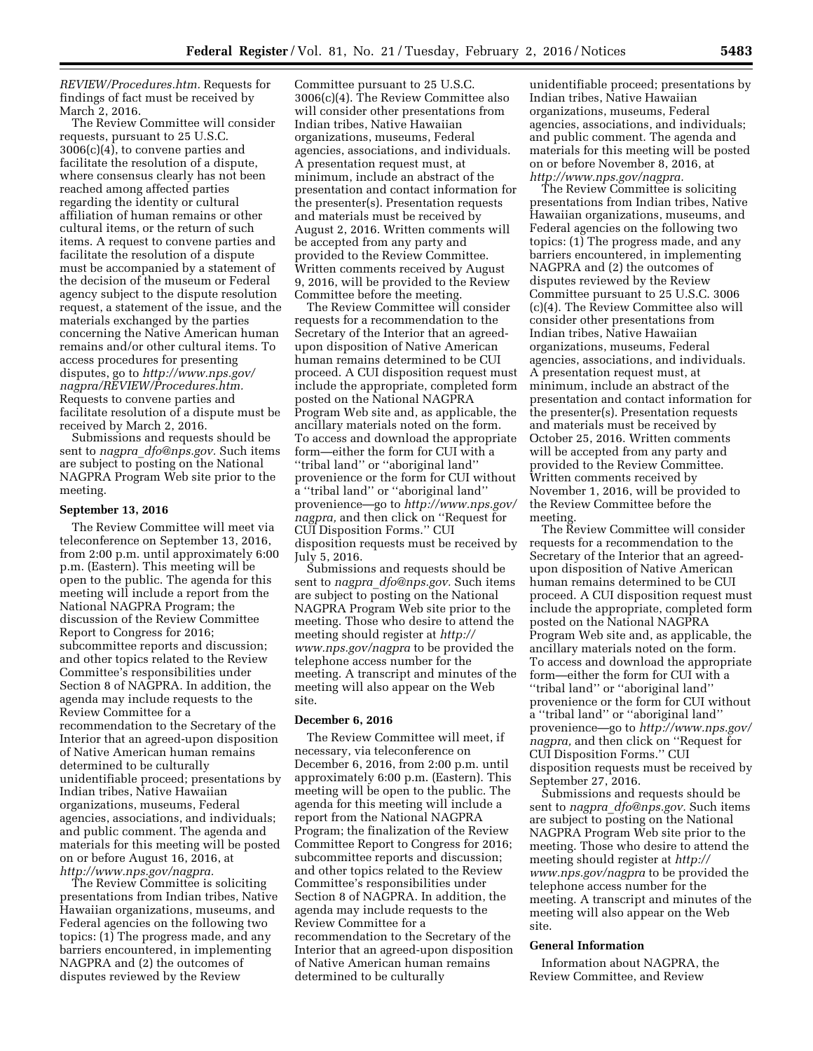*REVIEW/Procedures.htm.* Requests for findings of fact must be received by March 2, 2016.

The Review Committee will consider requests, pursuant to 25 U.S.C. 3006(c)(4), to convene parties and facilitate the resolution of a dispute, where consensus clearly has not been reached among affected parties regarding the identity or cultural affiliation of human remains or other cultural items, or the return of such items. A request to convene parties and facilitate the resolution of a dispute must be accompanied by a statement of the decision of the museum or Federal agency subject to the dispute resolution request, a statement of the issue, and the materials exchanged by the parties concerning the Native American human remains and/or other cultural items. To access procedures for presenting disputes, go to *http://www.nps.gov/nagpra/REVIEW/Procedures.htm.* Requests to convene parties and facilitate resolution of a dispute must be received by March 2, 2016.

Submissions and requests should be sent to *nagpra_dfo@nps.gov.* Such items are subject to posting on the National NAGPRA Program Web site prior to the meeting.

**September 13, 2016**

The Review Committee will meet via teleconference on September 13, 2016, from 2:00 p.m. until approximately 6:00 p.m. (Eastern). This meeting will be open to the public. The agenda for this meeting will include a report from the National NAGPRA Program; the discussion of the Review Committee Report to Congress for 2016; subcommittee reports and discussion; and other topics related to the Review Committee's responsibilities under Section 8 of NAGPRA. In addition, the agenda may include requests to the Review Committee for a recommendation to the Secretary of the Interior that an agreed-upon disposition of Native American human remains determined to be culturally unidentifiable proceed; presentations by Indian tribes, Native Hawaiian organizations, museums, Federal agencies, associations, and individuals; and public comment. The agenda and materials for this meeting will be posted on or before August 16, 2016, at *http://www.nps.gov/nagpra.*

The Review Committee is soliciting presentations from Indian tribes, Native Hawaiian organizations, museums, and Federal agencies on the following two topics: (1) The progress made, and any barriers encountered, in implementing NAGPRA and (2) the outcomes of disputes reviewed by the Review Committee pursuant to 25 U.S.C. 3006(c)(4). The Review Committee also will consider other presentations from Indian tribes, Native Hawaiian organizations, museums, Federal agencies, associations, and individuals. A presentation request must, at minimum, include an abstract of the presentation and contact information for the presenter(s). Presentation requests and materials must be received by August 2, 2016. Written comments will be accepted from any party and provided to the Review Committee. Written comments received by August 9, 2016, will be provided to the Review Committee before the meeting.

The Review Committee will consider requests for a recommendation to the Secretary of the Interior that an agreed-upon disposition of Native American human remains determined to be CUI proceed. A CUI disposition request must include the appropriate, completed form posted on the National NAGPRA Program Web site and, as applicable, the ancillary materials noted on the form. To access and download the appropriate form—either the form for CUI with a ''tribal land'' or ''aboriginal land'' provenience or the form for CUI without a ''tribal land'' or ''aboriginal land'' provenience—go to *http://www.nps.gov/nagpra,* and then click on ''Request for CUI Disposition Forms.'' CUI disposition requests must be received by July 5, 2016.

Submissions and requests should be sent to *nagpra_dfo@nps.gov.* Such items are subject to posting on the National NAGPRA Program Web site prior to the meeting. Those who desire to attend the meeting should register at *http://www.nps.gov/nagpra* to be provided the telephone access number for the meeting. A transcript and minutes of the meeting will also appear on the Web site.

**December 6, 2016**

The Review Committee will meet, if necessary, via teleconference on December 6, 2016, from 2:00 p.m. until approximately 6:00 p.m. (Eastern). This meeting will be open to the public. The agenda for this meeting will include a report from the National NAGPRA Program; the finalization of the Review Committee Report to Congress for 2016; subcommittee reports and discussion; and other topics related to the Review Committee's responsibilities under Section 8 of NAGPRA. In addition, the agenda may include requests to the Review Committee for a recommendation to the Secretary of the Interior that an agreed-upon disposition of Native American human remains determined to be culturally unidentifiable proceed; presentations by Indian tribes, Native Hawaiian organizations, museums, Federal agencies, associations, and individuals; and public comment. The agenda and materials for this meeting will be posted on or before November 8, 2016, at *http://www.nps.gov/nagpra.*

The Review Committee is soliciting presentations from Indian tribes, Native Hawaiian organizations, museums, and Federal agencies on the following two topics: (1) The progress made, and any barriers encountered, in implementing NAGPRA and (2) the outcomes of disputes reviewed by the Review Committee pursuant to 25 U.S.C. 3006 (c)(4). The Review Committee also will consider other presentations from Indian tribes, Native Hawaiian organizations, museums, Federal agencies, associations, and individuals. A presentation request must, at minimum, include an abstract of the presentation and contact information for the presenter(s). Presentation requests and materials must be received by October 25, 2016. Written comments will be accepted from any party and provided to the Review Committee. Written comments received by November 1, 2016, will be provided to the Review Committee before the meeting.

The Review Committee will consider requests for a recommendation to the Secretary of the Interior that an agreed-upon disposition of Native American human remains determined to be CUI proceed. A CUI disposition request must include the appropriate, completed form posted on the National NAGPRA Program Web site and, as applicable, the ancillary materials noted on the form. To access and download the appropriate form—either the form for CUI with a ''tribal land'' or ''aboriginal land'' provenience or the form for CUI without a ''tribal land'' or ''aboriginal land'' provenience—go to *http://www.nps.gov/nagpra,* and then click on ''Request for CUI Disposition Forms.'' CUI disposition requests must be received by September 27, 2016.

Submissions and requests should be sent to *nagpra_dfo@nps.gov.* Such items are subject to posting on the National NAGPRA Program Web site prior to the meeting. Those who desire to attend the meeting should register at *http://www.nps.gov/nagpra* to be provided the telephone access number for the meeting. A transcript and minutes of the meeting will also appear on the Web site.

**General Information**

Information about NAGPRA, the Review Committee, and Review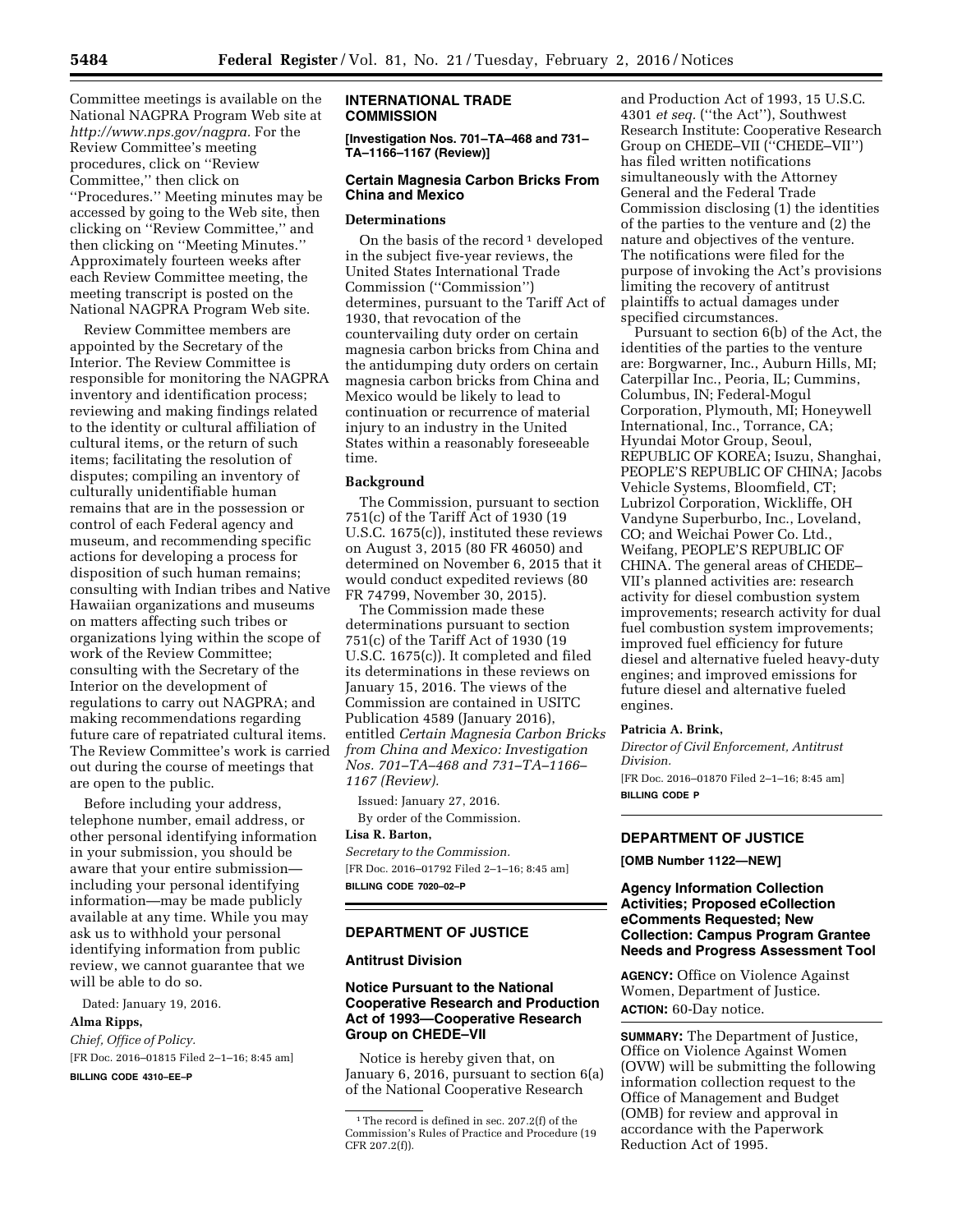Committee meetings is available on the National NAGPRA Program Web site at *http://www.nps.gov/nagpra.* For the Review Committee's meeting procedures, click on ''Review Committee,'' then click on ''Procedures.'' Meeting minutes may be accessed by going to the Web site, then clicking on ''Review Committee,'' and then clicking on ''Meeting Minutes.'' Approximately fourteen weeks after each Review Committee meeting, the meeting transcript is posted on the National NAGPRA Program Web site.

Review Committee members are appointed by the Secretary of the Interior. The Review Committee is responsible for monitoring the NAGPRA inventory and identification process; reviewing and making findings related to the identity or cultural affiliation of cultural items, or the return of such items; facilitating the resolution of disputes; compiling an inventory of culturally unidentifiable human remains that are in the possession or control of each Federal agency and museum, and recommending specific actions for developing a process for disposition of such human remains; consulting with Indian tribes and Native Hawaiian organizations and museums on matters affecting such tribes or organizations lying within the scope of work of the Review Committee; consulting with the Secretary of the Interior on the development of regulations to carry out NAGPRA; and making recommendations regarding future care of repatriated cultural items. The Review Committee's work is carried out during the course of meetings that are open to the public.

Before including your address, telephone number, email address, or other personal identifying information in your submission, you should be aware that your entire submission—including your personal identifying information—may be made publicly available at any time. While you may ask us to withhold your personal identifying information from public review, we cannot guarantee that we will be able to do so.

Dated: January 19, 2016.

**Alma Ripps,**

*Chief, Office of Policy.*

[FR Doc. 2016–01815 Filed 2–1–16; 8:45 am]

**BILLING CODE 4310–EE–P**

## INTERNATIONAL TRADE COMMISSION

**[Investigation Nos. 701–TA–468 and 731–TA–1166–1167 (Review)]**

### Certain Magnesia Carbon Bricks From China and Mexico

#### Determinations

On the basis of the record[1] developed in the subject five-year reviews, the United States International Trade Commission (''Commission'') determines, pursuant to the Tariff Act of 1930, that revocation of the countervailing duty order on certain magnesia carbon bricks from China and the antidumping duty orders on certain magnesia carbon bricks from China and Mexico would be likely to lead to continuation or recurrence of material injury to an industry in the United States within a reasonably foreseeable time.

#### Background

The Commission, pursuant to section 751(c) of the Tariff Act of 1930 (19 U.S.C. 1675(c)), instituted these reviews on August 3, 2015 (80 FR 46050) and determined on November 6, 2015 that it would conduct expedited reviews (80 FR 74799, November 30, 2015).

The Commission made these determinations pursuant to section 751(c) of the Tariff Act of 1930 (19 U.S.C. 1675(c)). It completed and filed its determinations in these reviews on January 15, 2016. The views of the Commission are contained in USITC Publication 4589 (January 2016), entitled *Certain Magnesia Carbon Bricks from China and Mexico: Investigation Nos. 701–TA–468 and 731–TA–1166–1167 (Review).*

Issued: January 27, 2016.

By order of the Commission.

**Lisa R. Barton,**

*Secretary to the Commission.*

[FR Doc. 2016–01792 Filed 2–1–16; 8:45 am]

**BILLING CODE 7020–02–P**

[1] The record is defined in sec. 207.2(f) of the Commission's Rules of Practice and Procedure (19 CFR 207.2(f)).

## DEPARTMENT OF JUSTICE

### Antitrust Division

### Notice Pursuant to the National Cooperative Research and Production Act of 1993—Cooperative Research Group on CHEDE–VII

Notice is hereby given that, on January 6, 2016, pursuant to section 6(a) of the National Cooperative Research and Production Act of 1993, 15 U.S.C. 4301 *et seq.* (''the Act''), Southwest Research Institute: Cooperative Research Group on CHEDE–VII (''CHEDE–VII'') has filed written notifications simultaneously with the Attorney General and the Federal Trade Commission disclosing (1) the identities of the parties to the venture and (2) the nature and objectives of the venture. The notifications were filed for the purpose of invoking the Act's provisions limiting the recovery of antitrust plaintiffs to actual damages under specified circumstances.

Pursuant to section 6(b) of the Act, the identities of the parties to the venture are: Borgwarner, Inc., Auburn Hills, MI; Caterpillar Inc., Peoria, IL; Cummins, Columbus, IN; Federal-Mogul Corporation, Plymouth, MI; Honeywell International, Inc., Torrance, CA; Hyundai Motor Group, Seoul, REPUBLIC OF KOREA; Isuzu, Shanghai, PEOPLE'S REPUBLIC OF CHINA; Jacobs Vehicle Systems, Bloomfield, CT; Lubrizol Corporation, Wickliffe, OH Vandyne Superburbo, Inc., Loveland, CO; and Weichai Power Co. Ltd., Weifang, PEOPLE'S REPUBLIC OF CHINA. The general areas of CHEDE–VII's planned activities are: research activity for diesel combustion system improvements; research activity for dual fuel combustion system improvements; improved fuel efficiency for future diesel and alternative fueled heavy-duty engines; and improved emissions for future diesel and alternative fueled engines.

**Patricia A. Brink,**

*Director of Civil Enforcement, Antitrust Division.*

[FR Doc. 2016–01870 Filed 2–1–16; 8:45 am]

**BILLING CODE P**

## DEPARTMENT OF JUSTICE

**[OMB Number 1122—NEW]**

### Agency Information Collection Activities; Proposed eCollection eComments Requested; New Collection: Campus Program Grantee Needs and Progress Assessment Tool

**AGENCY:** Office on Violence Against Women, Department of Justice.

**ACTION:** 60-Day notice.

**SUMMARY:** The Department of Justice, Office on Violence Against Women (OVW) will be submitting the following information collection request to the Office of Management and Budget (OMB) for review and approval in accordance with the Paperwork Reduction Act of 1995.